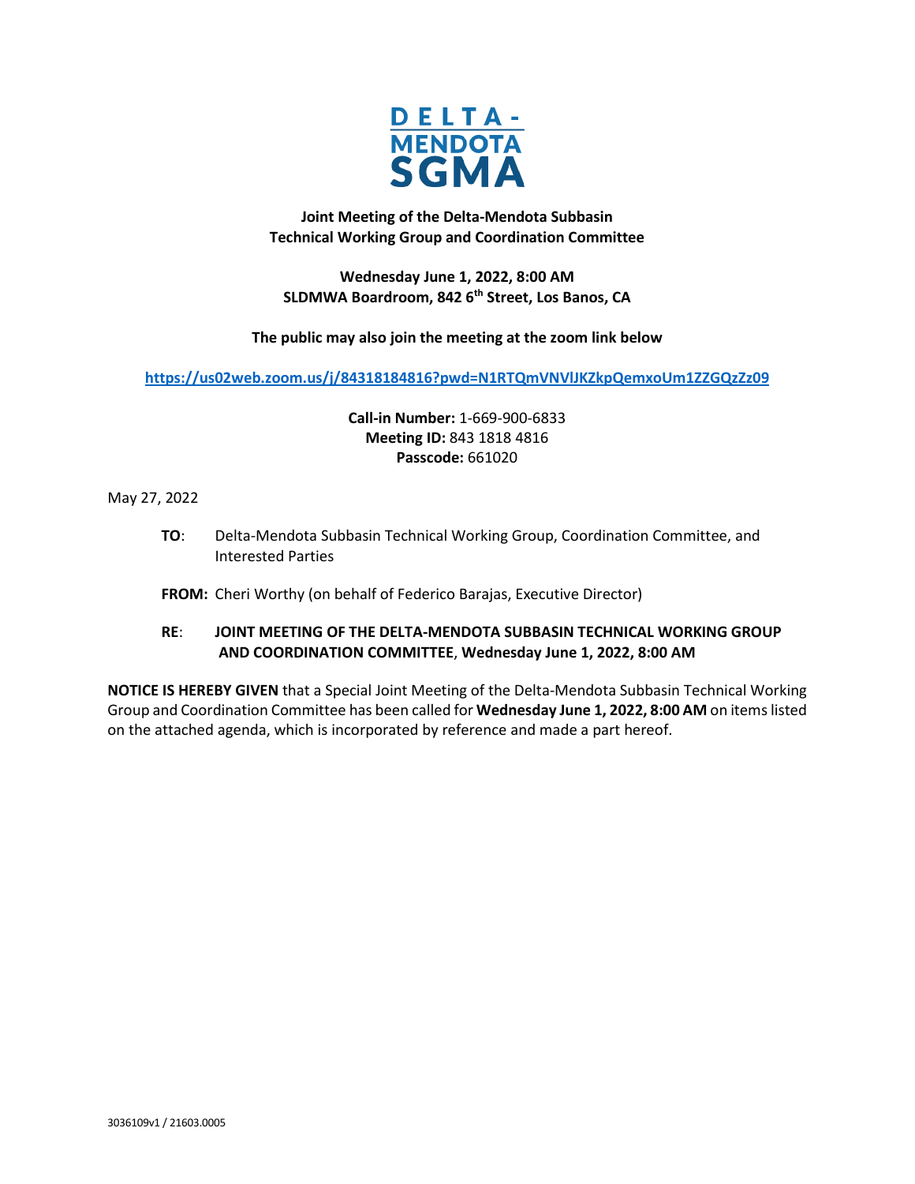DELTA-
MENDOTA
SGMA

**Joint Meeting of the Delta-Mendota Subbasin Technical Working Group and Coordination Committee**

**Wednesday June 1, 2022, 8:00 AM**
**SLDMWA Boardroom, 842 6th Street, Los Banos, CA**

**The public may also join the meeting at the zoom link below**

**https://us02web.zoom.us/j/84318184816?pwd=N1RTQmVNVlJKZkpQemxoUm1ZZGQzZz09**

**Call-in Number:** 1-669-900-6833
**Meeting ID:** 843 1818 4816
**Passcode:** 661020

May 27, 2022

**TO**: Delta-Mendota Subbasin Technical Working Group, Coordination Committee, and Interested Parties

**FROM:** Cheri Worthy (on behalf of Federico Barajas, Executive Director)

**RE**: **JOINT MEETING OF THE DELTA-MENDOTA SUBBASIN TECHNICAL WORKING GROUP AND COORDINATION COMMITTEE**, **Wednesday June 1, 2022, 8:00 AM**

**NOTICE IS HEREBY GIVEN** that a Special Joint Meeting of the Delta-Mendota Subbasin Technical Working Group and Coordination Committee has been called for **Wednesday June 1, 2022, 8:00 AM** on items listed on the attached agenda, which is incorporated by reference and made a part hereof.

3036109v1 / 21603.0005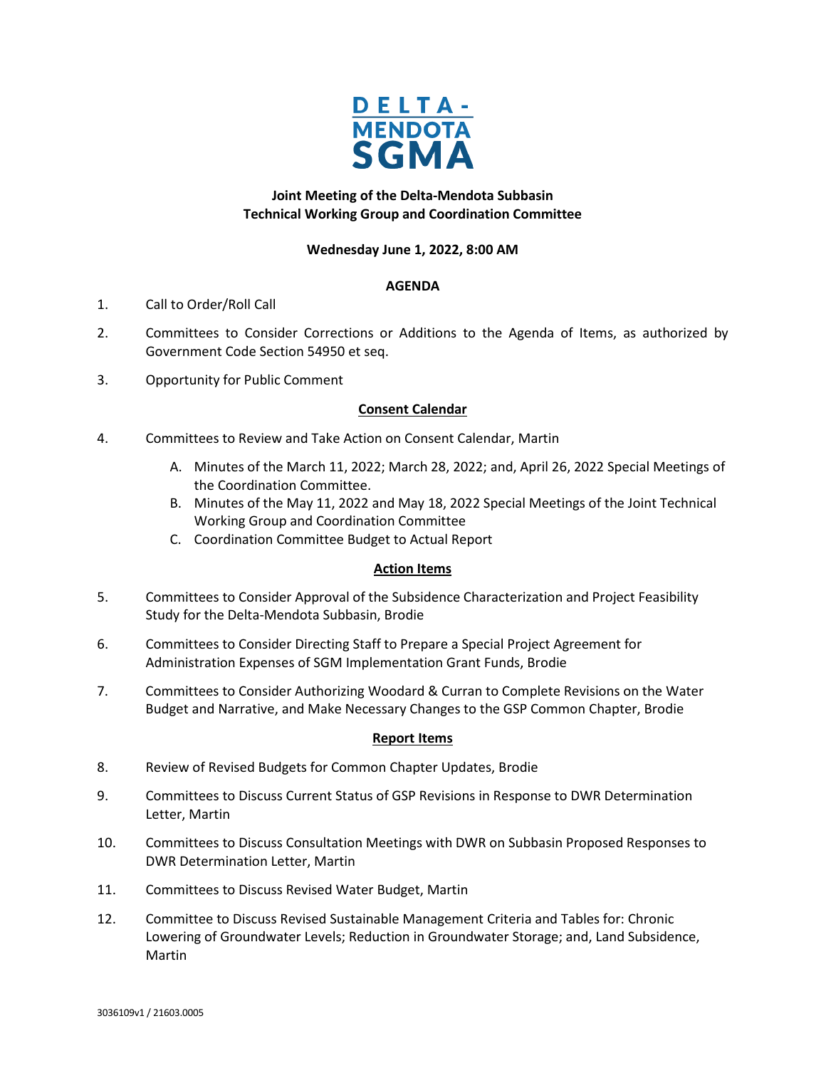**DELTA-MENDOTA SGMA**

**Joint Meeting of the Delta-Mendota Subbasin Technical Working Group and Coordination Committee**

**Wednesday June 1, 2022, 8:00 AM**

**AGENDA**

1. Call to Order/Roll Call

2. Committees to Consider Corrections or Additions to the Agenda of Items, as authorized by Government Code Section 54950 et seq.

3. Opportunity for Public Comment

**Consent Calendar**

4. Committees to Review and Take Action on Consent Calendar, Martin

   A. Minutes of the March 11, 2022; March 28, 2022; and, April 26, 2022 Special Meetings of the Coordination Committee.

   B. Minutes of the May 11, 2022 and May 18, 2022 Special Meetings of the Joint Technical Working Group and Coordination Committee

   C. Coordination Committee Budget to Actual Report

**Action Items**

5. Committees to Consider Approval of the Subsidence Characterization and Project Feasibility Study for the Delta-Mendota Subbasin, Brodie

6. Committees to Consider Directing Staff to Prepare a Special Project Agreement for Administration Expenses of SGM Implementation Grant Funds, Brodie

7. Committees to Consider Authorizing Woodard & Curran to Complete Revisions on the Water Budget and Narrative, and Make Necessary Changes to the GSP Common Chapter, Brodie

**Report Items**

8. Review of Revised Budgets for Common Chapter Updates, Brodie

9. Committees to Discuss Current Status of GSP Revisions in Response to DWR Determination Letter, Martin

10. Committees to Discuss Consultation Meetings with DWR on Subbasin Proposed Responses to DWR Determination Letter, Martin

11. Committees to Discuss Revised Water Budget, Martin

12. Committee to Discuss Revised Sustainable Management Criteria and Tables for: Chronic Lowering of Groundwater Levels; Reduction in Groundwater Storage; and, Land Subsidence, Martin

3036109v1 / 21603.0005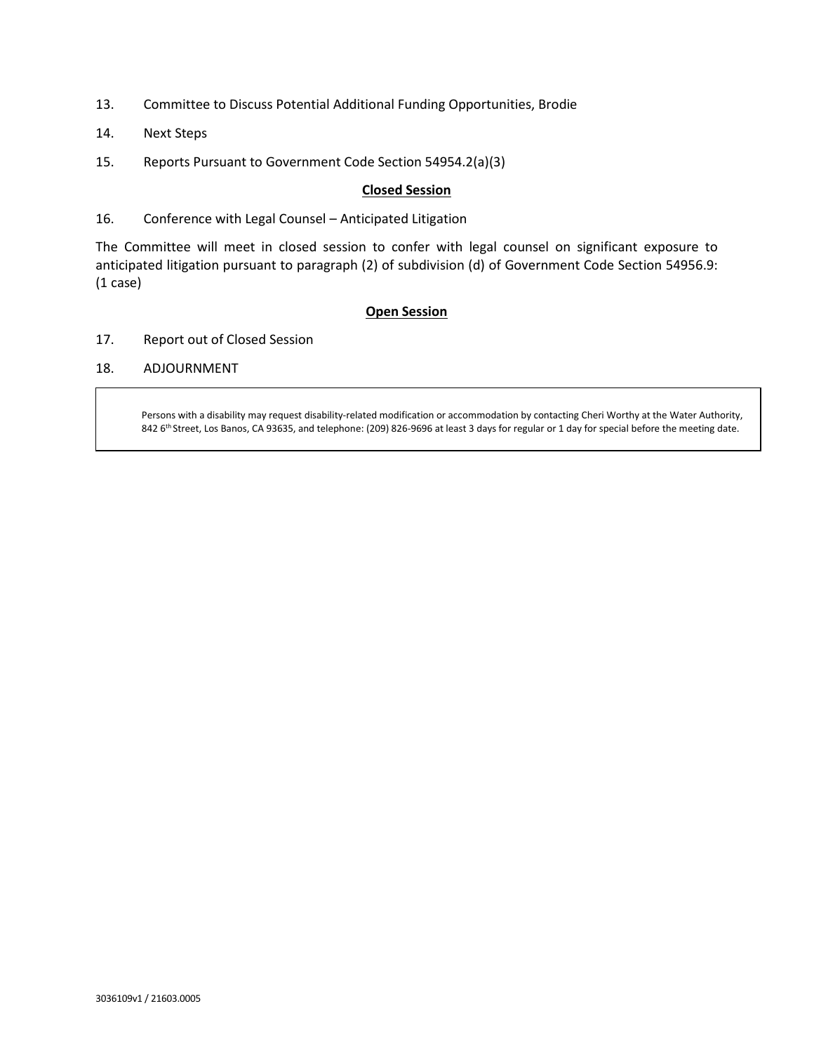13. Committee to Discuss Potential Additional Funding Opportunities, Brodie

14. Next Steps

15. Reports Pursuant to Government Code Section 54954.2(a)(3)

**Closed Session**

16. Conference with Legal Counsel – Anticipated Litigation

The Committee will meet in closed session to confer with legal counsel on significant exposure to anticipated litigation pursuant to paragraph (2) of subdivision (d) of Government Code Section 54956.9: (1 case)

**Open Session**

17. Report out of Closed Session

18. ADJOURNMENT

> Persons with a disability may request disability-related modification or accommodation by contacting Cheri Worthy at the Water Authority, 842 6th Street, Los Banos, CA 93635, and telephone: (209) 826-9696 at least 3 days for regular or 1 day for special before the meeting date.

3036109v1 / 21603.0005